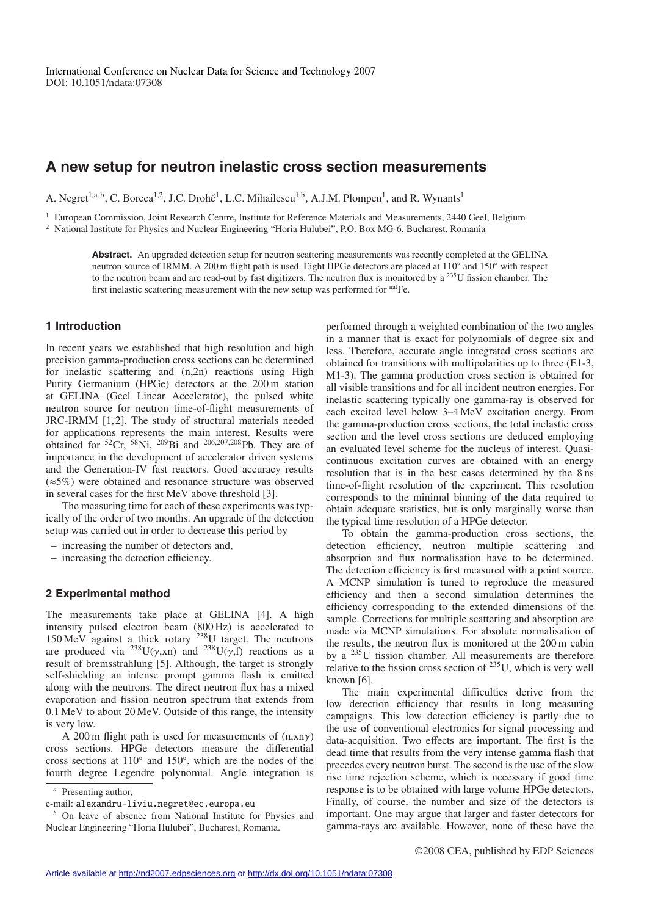International Conference on Nuclear Data for Science and Technology 2007
DOI: 10.1051/ndata:07308

# A new setup for neutron inelastic cross section measurements

A. Negret[1,a,b], C. Borcea[1,2], J.C. Drohé[1], L.C. Mihailescu[1,b], A.J.M. Plompen[1], and R. Wynants[1]

[1] European Commission, Joint Research Centre, Institute for Reference Materials and Measurements, 2440 Geel, Belgium
[2] National Institute for Physics and Nuclear Engineering "Horia Hulubei", P.O. Box MG-6, Bucharest, Romania

**Abstract.** An upgraded detection setup for neutron scattering measurements was recently completed at the GELINA neutron source of IRMM. A 200 m flight path is used. Eight HPGe detectors are placed at 110° and 150° with respect to the neutron beam and are read-out by fast digitizers. The neutron flux is monitored by a $^{235}$U fission chamber. The first inelastic scattering measurement with the new setup was performed for $^{nat}$Fe.

## 1 Introduction

In recent years we established that high resolution and high precision gamma-production cross sections can be determined for inelastic scattering and (n,2n) reactions using High Purity Germanium (HPGe) detectors at the 200 m station at GELINA (Geel Linear Accelerator), the pulsed white neutron source for neutron time-of-flight measurements of JRC-IRMM [1,2]. The study of structural materials needed for applications represents the main interest. Results were obtained for $^{52}$Cr, $^{58}$Ni, $^{209}$Bi and $^{206,207,208}$Pb. They are of importance in the development of accelerator driven systems and the Generation-IV fast reactors. Good accuracy results (≈5%) were obtained and resonance structure was observed in several cases for the first MeV above threshold [3].

The measuring time for each of these experiments was typically of the order of two months. An upgrade of the detection setup was carried out in order to decrease this period by

– increasing the number of detectors and,
– increasing the detection efficiency.

## 2 Experimental method

The measurements take place at GELINA [4]. A high intensity pulsed electron beam (800 Hz) is accelerated to 150 MeV against a thick rotary $^{238}$U target. The neutrons are produced via $^{238}$U($\gamma$,xn) and $^{238}$U($\gamma$,f) reactions as a result of bremsstrahlung [5]. Although, the target is strongly self-shielding an intense prompt gamma flash is emitted along with the neutrons. The direct neutron flux has a mixed evaporation and fission neutron spectrum that extends from 0.1 MeV to about 20 MeV. Outside of this range, the intensity is very low.

A 200 m flight path is used for measurements of (n,xn$\gamma$) cross sections. HPGe detectors measure the differential cross sections at 110° and 150°, which are the nodes of the fourth degree Legendre polynomial. Angle integration is performed through a weighted combination of the two angles in a manner that is exact for polynomials of degree six and less. Therefore, accurate angle integrated cross sections are obtained for transitions with multipolarities up to three (E1-3, M1-3). The gamma production cross section is obtained for all visible transitions and for all incident neutron energies. For inelastic scattering typically only one gamma-ray is observed for each excited level below 3–4 MeV excitation energy. From the gamma-production cross sections, the total inelastic cross section and the level cross sections are deduced employing an evaluated level scheme for the nucleus of interest. Quasi-continuous excitation curves are obtained with an energy resolution that is in the best cases determined by the 8 ns time-of-flight resolution of the experiment. This resolution corresponds to the minimal binning of the data required to obtain adequate statistics, but is only marginally worse than the typical time resolution of a HPGe detector.

To obtain the gamma-production cross sections, the detection efficiency, neutron multiple scattering and absorption and flux normalisation have to be determined. The detection efficiency is first measured with a point source. A MCNP simulation is tuned to reproduce the measured efficiency and then a second simulation determines the efficiency corresponding to the extended dimensions of the sample. Corrections for multiple scattering and absorption are made via MCNP simulations. For absolute normalisation of the results, the neutron flux is monitored at the 200 m cabin by a $^{235}$U fission chamber. All measurements are therefore relative to the fission cross section of $^{235}$U, which is very well known [6].

The main experimental difficulties derive from the low detection efficiency that results in long measuring campaigns. This low detection efficiency is partly due to the use of conventional electronics for signal processing and data-acquisition. Two effects are important. The first is the dead time that results from the very intense gamma flash that precedes every neutron burst. The second is the use of the slow rise time rejection scheme, which is necessary if good time response is to be obtained with large volume HPGe detectors. Finally, of course, the number and size of the detectors is important. One may argue that larger and faster detectors for gamma-rays are available. However, none of these have the

[a] Presenting author,
e-mail: alexandru-liviu.negret@ec.europa.eu
[b] On leave of absence from National Institute for Physics and Nuclear Engineering "Horia Hulubei", Bucharest, Romania.

©2008 CEA, published by EDP Sciences

Article available at http://nd2007.edpsciences.org or http://dx.doi.org/10.1051/ndata:07308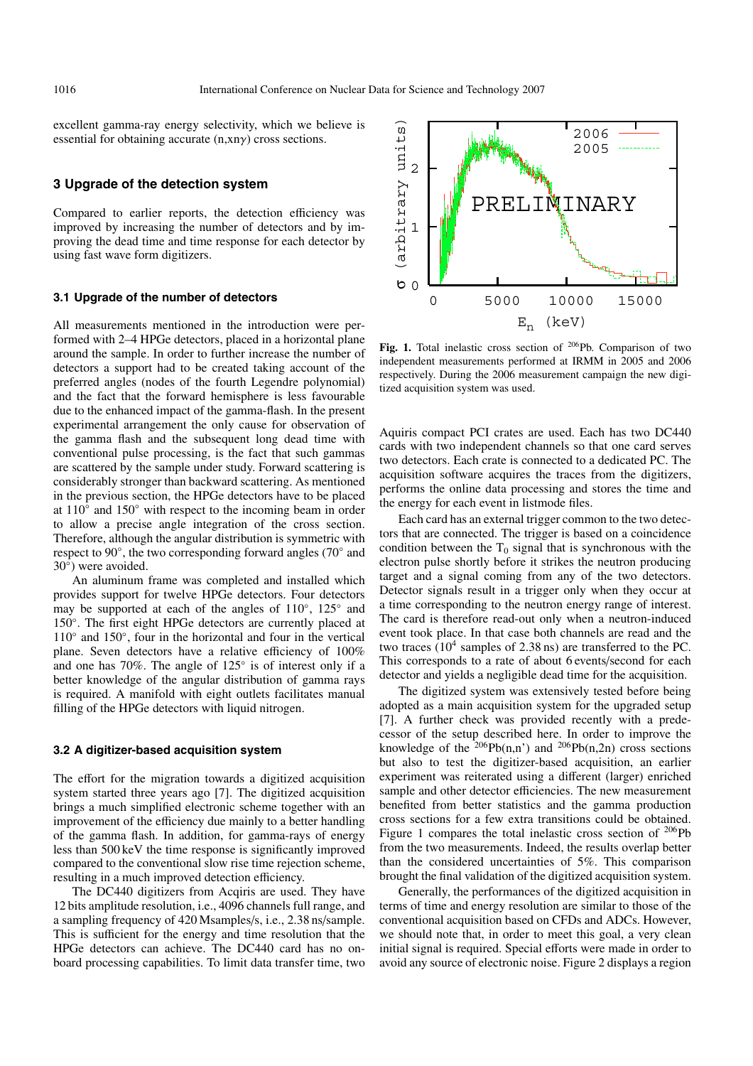excellent gamma-ray energy selectivity, which we believe is essential for obtaining accurate (n,xnγ) cross sections.

## 3 Upgrade of the detection system

Compared to earlier reports, the detection efficiency was improved by increasing the number of detectors and by improving the dead time and time response for each detector by using fast wave form digitizers.

### 3.1 Upgrade of the number of detectors

All measurements mentioned in the introduction were performed with 2–4 HPGe detectors, placed in a horizontal plane around the sample. In order to further increase the number of detectors a support had to be created taking account of the preferred angles (nodes of the fourth Legendre polynomial) and the fact that the forward hemisphere is less favourable due to the enhanced impact of the gamma-flash. In the present experimental arrangement the only cause for observation of the gamma flash and the subsequent long dead time with conventional pulse processing, is the fact that such gammas are scattered by the sample under study. Forward scattering is considerably stronger than backward scattering. As mentioned in the previous section, the HPGe detectors have to be placed at 110° and 150° with respect to the incoming beam in order to allow a precise angle integration of the cross section. Therefore, although the angular distribution is symmetric with respect to 90°, the two corresponding forward angles (70° and 30°) were avoided.

An aluminum frame was completed and installed which provides support for twelve HPGe detectors. Four detectors may be supported at each of the angles of 110°, 125° and 150°. The first eight HPGe detectors are currently placed at 110° and 150°, four in the horizontal and four in the vertical plane. Seven detectors have a relative efficiency of 100% and one has 70%. The angle of 125° is of interest only if a better knowledge of the angular distribution of gamma rays is required. A manifold with eight outlets facilitates manual filling of the HPGe detectors with liquid nitrogen.

### 3.2 A digitizer-based acquisition system

The effort for the migration towards a digitized acquisition system started three years ago [7]. The digitized acquisition brings a much simplified electronic scheme together with an improvement of the efficiency due mainly to a better handling of the gamma flash. In addition, for gamma-rays of energy less than 500 keV the time response is significantly improved compared to the conventional slow rise time rejection scheme, resulting in a much improved detection efficiency.

The DC440 digitizers from Acqiris are used. They have 12 bits amplitude resolution, i.e., 4096 channels full range, and a sampling frequency of 420 Msamples/s, i.e., 2.38 ns/sample. This is sufficient for the energy and time resolution that the HPGe detectors can achieve. The DC440 card has no onboard processing capabilities. To limit data transfer time, two Aquiris compact PCI crates are used. Each has two DC440 cards with two independent channels so that one card serves two detectors. Each crate is connected to a dedicated PC. The acquisition software acquires the traces from the digitizers, performs the online data processing and stores the time and the energy for each event in listmode files.

**Fig. 1.** Total inelastic cross section of $^{206}$Pb. Comparison of two independent measurements performed at IRMM in 2005 and 2006 respectively. During the 2006 measurement campaign the new digitized acquisition system was used.

Each card has an external trigger common to the two detectors that are connected. The trigger is based on a coincidence condition between the $T_0$ signal that is synchronous with the electron pulse shortly before it strikes the neutron producing target and a signal coming from any of the two detectors. Detector signals result in a trigger only when they occur at a time corresponding to the neutron energy range of interest. The card is therefore read-out only when a neutron-induced event took place. In that case both channels are read and the two traces ($10^4$ samples of 2.38 ns) are transferred to the PC. This corresponds to a rate of about 6 events/second for each detector and yields a negligible dead time for the acquisition.

The digitized system was extensively tested before being adopted as a main acquisition system for the upgraded setup [7]. A further check was provided recently with a predecessor of the setup described here. In order to improve the knowledge of the $^{206}$Pb(n,n') and $^{206}$Pb(n,2n) cross sections but also to test the digitizer-based acquisition, an earlier experiment was reiterated using a different (larger) enriched sample and other detector efficiencies. The new measurement benefited from better statistics and the gamma production cross sections for a few extra transitions could be obtained. Figure 1 compares the total inelastic cross section of $^{206}$Pb from the two measurements. Indeed, the results overlap better than the considered uncertainties of 5%. This comparison brought the final validation of the digitized acquisition system.

Generally, the performances of the digitized acquisition in terms of time and energy resolution are similar to those of the conventional acquisition based on CFDs and ADCs. However, we should note that, in order to meet this goal, a very clean initial signal is required. Special efforts were made in order to avoid any source of electronic noise. Figure 2 displays a region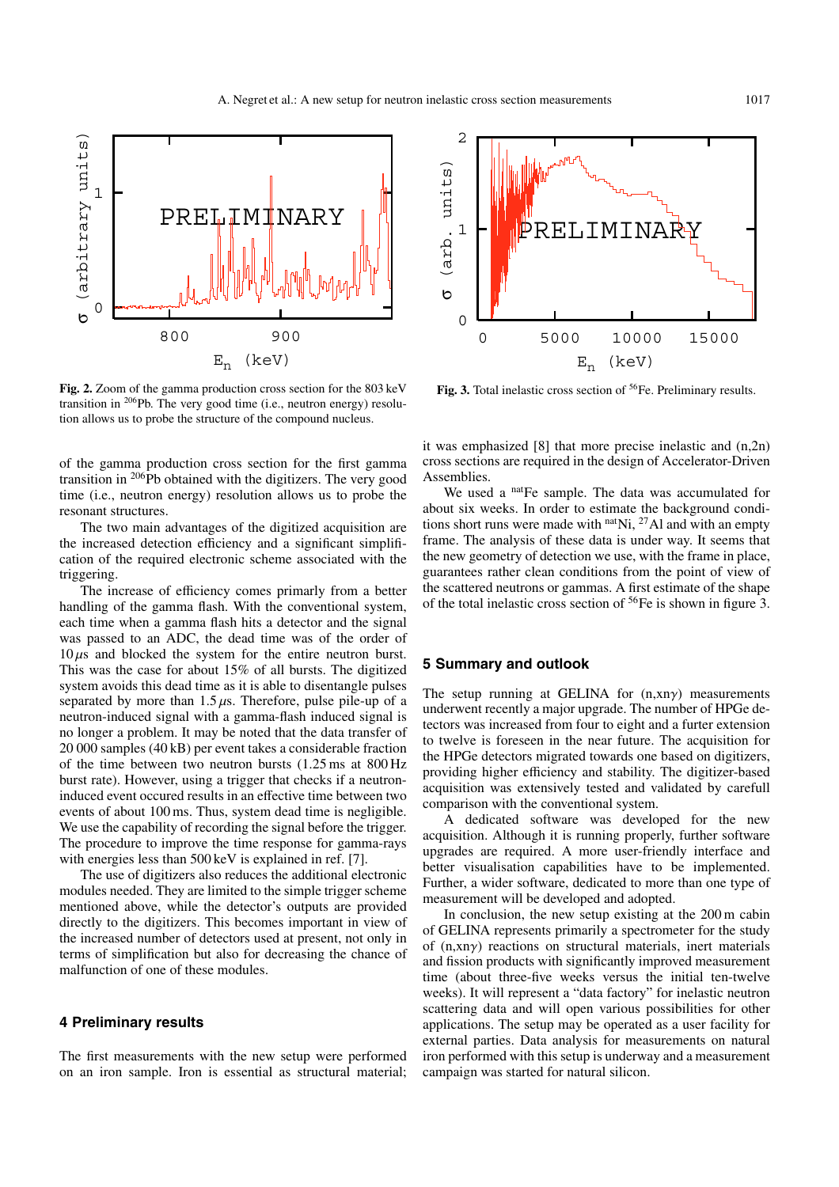Fig. 2. Zoom of the gamma production cross section for the 803 keV transition in $^{206}$Pb. The very good time (i.e., neutron energy) resolution allows us to probe the structure of the compound nucleus.

Fig. 3. Total inelastic cross section of $^{56}$Fe. Preliminary results.

of the gamma production cross section for the first gamma transition in $^{206}$Pb obtained with the digitizers. The very good time (i.e., neutron energy) resolution allows us to probe the resonant structures.

The two main advantages of the digitized acquisition are the increased detection efficiency and a significant simplification of the required electronic scheme associated with the triggering.

The increase of efficiency comes primarly from a better handling of the gamma flash. With the conventional system, each time when a gamma flash hits a detector and the signal was passed to an ADC, the dead time was of the order of 10 $\mu$s and blocked the system for the entire neutron burst. This was the case for about 15% of all bursts. The digitized system avoids this dead time as it is able to disentangle pulses separated by more than 1.5 $\mu$s. Therefore, pulse pile-up of a neutron-induced signal with a gamma-flash induced signal is no longer a problem. It may be noted that the data transfer of 20 000 samples (40 kB) per event takes a considerable fraction of the time between two neutron bursts (1.25 ms at 800 Hz burst rate). However, using a trigger that checks if a neutron-induced event occured results in an effective time between two events of about 100 ms. Thus, system dead time is negligible. We use the capability of recording the signal before the trigger. The procedure to improve the time response for gamma-rays with energies less than 500 keV is explained in ref. [7].

The use of digitizers also reduces the additional electronic modules needed. They are limited to the simple trigger scheme mentioned above, while the detector's outputs are provided directly to the digitizers. This becomes important in view of the increased number of detectors used at present, not only in terms of simplification but also for decreasing the chance of malfunction of one of these modules.

## 4 Preliminary results

The first measurements with the new setup were performed on an iron sample. Iron is essential as structural material; it was emphasized [8] that more precise inelastic and (n,2n) cross sections are required in the design of Accelerator-Driven Assemblies.

We used a $^{nat}$Fe sample. The data was accumulated for about six weeks. In order to estimate the background conditions short runs were made with $^{nat}$Ni, $^{27}$Al and with an empty frame. The analysis of these data is under way. It seems that the new geometry of detection we use, with the frame in place, guarantees rather clean conditions from the point of view of the scattered neutrons or gammas. A first estimate of the shape of the total inelastic cross section of $^{56}$Fe is shown in figure 3.

## 5 Summary and outlook

The setup running at GELINA for (n,xn$\gamma$) measurements underwent recently a major upgrade. The number of HPGe detectors was increased from four to eight and a furter extension to twelve is foreseen in the near future. The acquisition for the HPGe detectors migrated towards one based on digitizers, providing higher efficiency and stability. The digitizer-based acquisition was extensively tested and validated by carefull comparison with the conventional system.

A dedicated software was developed for the new acquisition. Although it is running properly, further software upgrades are required. A more user-friendly interface and better visualisation capabilities have to be implemented. Further, a wider software, dedicated to more than one type of measurement will be developed and adopted.

In conclusion, the new setup existing at the 200 m cabin of GELINA represents primarily a spectrometer for the study of (n,xn$\gamma$) reactions on structural materials, inert materials and fission products with significantly improved measurement time (about three-five weeks versus the initial ten-twelve weeks). It will represent a “data factory” for inelastic neutron scattering data and will open various possibilities for other applications. The setup may be operated as a user facility for external parties. Data analysis for measurements on natural iron performed with this setup is underway and a measurement campaign was started for natural silicon.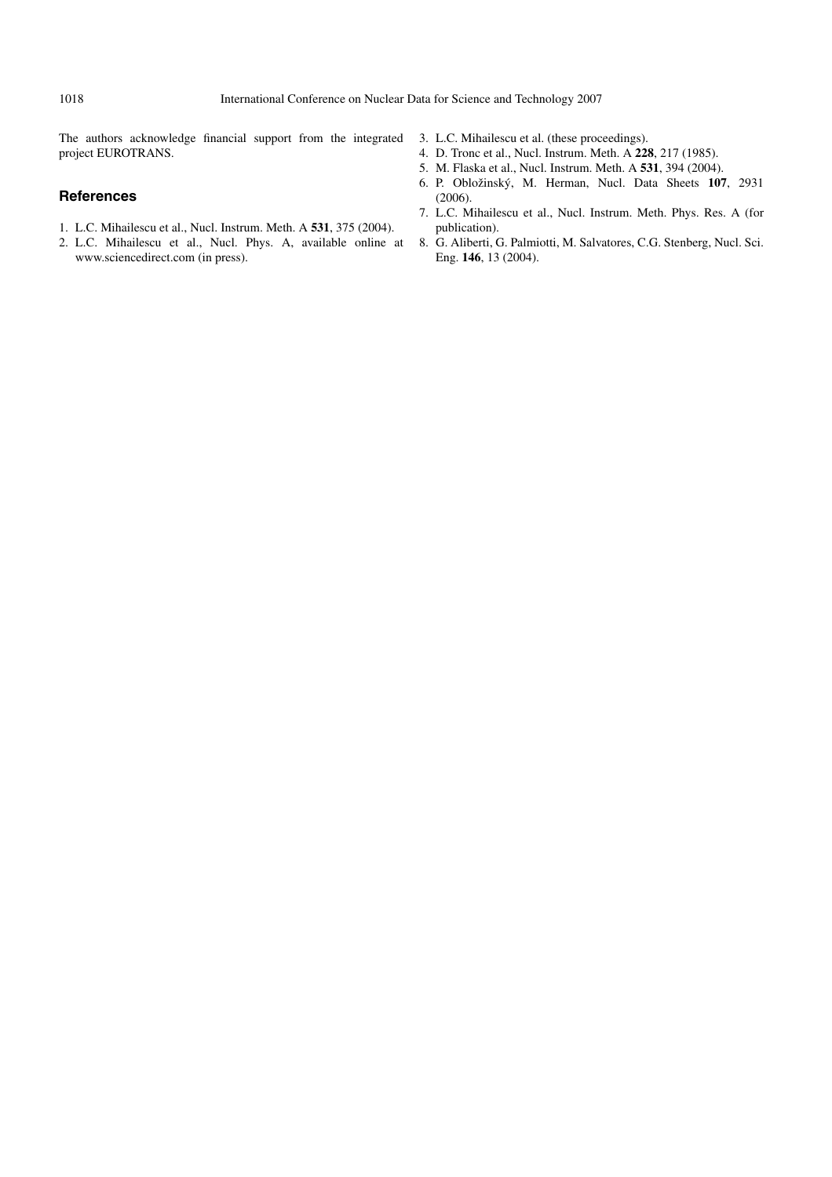The authors acknowledge financial support from the integrated project EUROTRANS.

## References

1. L.C. Mihailescu et al., Nucl. Instrum. Meth. A **531**, 375 (2004).
2. L.C. Mihailescu et al., Nucl. Phys. A, available online at www.sciencedirect.com (in press).
3. L.C. Mihailescu et al. (these proceedings).
4. D. Tronc et al., Nucl. Instrum. Meth. A **228**, 217 (1985).
5. M. Flaska et al., Nucl. Instrum. Meth. A **531**, 394 (2004).
6. P. Obložinský, M. Herman, Nucl. Data Sheets **107**, 2931 (2006).
7. L.C. Mihailescu et al., Nucl. Instrum. Meth. Phys. Res. A (for publication).
8. G. Aliberti, G. Palmiotti, M. Salvatores, C.G. Stenberg, Nucl. Sci. Eng. **146**, 13 (2004).